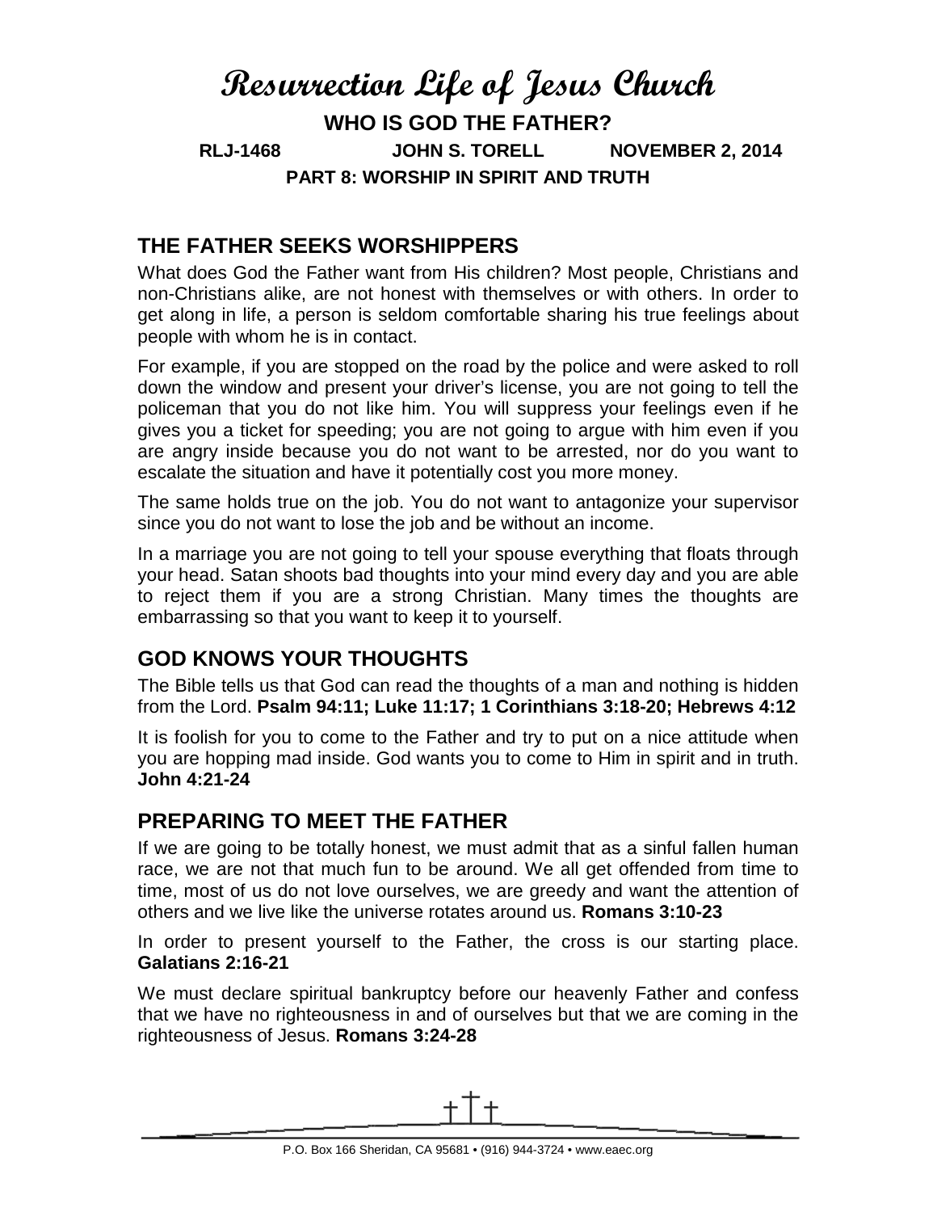# Resurrection Life of Jesus Church

## WHO IS GOD THE FATHER?

**RLJ-1468 JOHN S. TORELL NOVEMBER 2, 2014**

**PART 8: WORSHIP IN SPIRIT AND TRUTH**

## THE FATHER SEEKS WORSHIPPERS

What does God the Father want from His children? Most people, Christians and non-Christians alike, are not honest with themselves or with others. In order to get along in life, a person is seldom comfortable sharing his true feelings about people with whom he is in contact.

For example, if you are stopped on the road by the police and were asked to roll down the window and present your driver's license, you are not going to tell the policeman that you do not like him. You will suppress your feelings even if he gives you a ticket for speeding; you are not going to argue with him even if you are angry inside because you do not want to be arrested, nor do you want to escalate the situation and have it potentially cost you more money.

The same holds true on the job. You do not want to antagonize your supervisor since you do not want to lose the job and be without an income.

In a marriage you are not going to tell your spouse everything that floats through your head. Satan shoots bad thoughts into your mind every day and you are able to reject them if you are a strong Christian. Many times the thoughts are embarrassing so that you want to keep it to yourself.

## GOD KNOWS YOUR THOUGHTS

The Bible tells us that God can read the thoughts of a man and nothing is hidden from the Lord. **Psalm 94:11; Luke 11:17; 1 Corinthians 3:18-20; Hebrews 4:12**

It is foolish for you to come to the Father and try to put on a nice attitude when you are hopping mad inside. God wants you to come to Him in spirit and in truth. **John 4:21-24**

## PREPARING TO MEET THE FATHER

If we are going to be totally honest, we must admit that as a sinful fallen human race, we are not that much fun to be around. We all get offended from time to time, most of us do not love ourselves, we are greedy and want the attention of others and we live like the universe rotates around us. **Romans 3:10-23**

In order to present yourself to the Father, the cross is our starting place. **Galatians 2:16-21**

We must declare spiritual bankruptcy before our heavenly Father and confess that we have no righteousness in and of ourselves but that we are coming in the righteousness of Jesus. **Romans 3:24-28**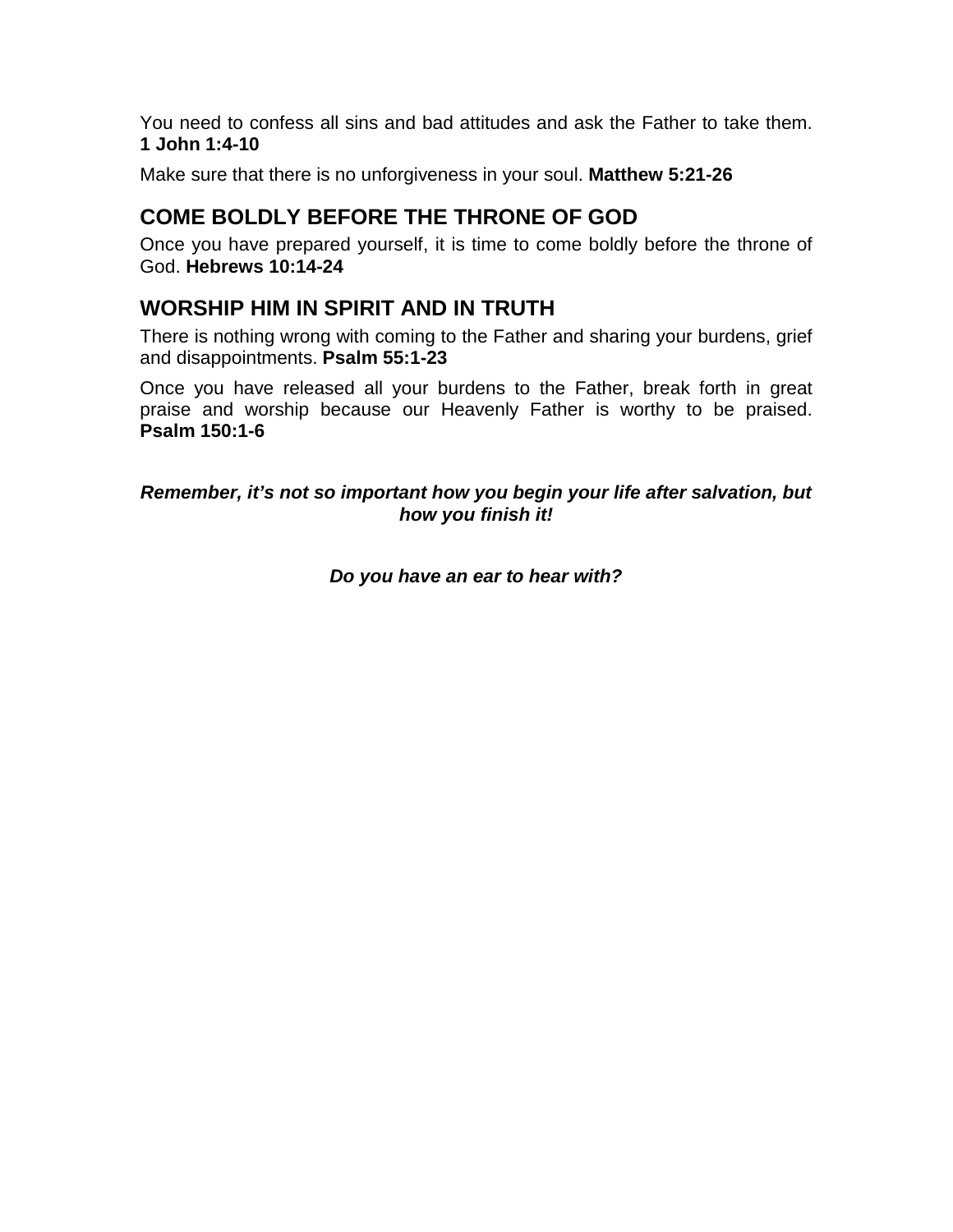You need to confess all sins and bad attitudes and ask the Father to take them. **1 John 1:4-10**

Make sure that there is no unforgiveness in your soul. **Matthew 5:21-26**

## COME BOLDLY BEFORE THE THRONE OF GOD

Once you have prepared yourself, it is time to come boldly before the throne of God. **Hebrews 10:14-24**

## WORSHIP HIM IN SPIRIT AND IN TRUTH

There is nothing wrong with coming to the Father and sharing your burdens, grief and disappointments. **Psalm 55:1-23**

Once you have released all your burdens to the Father, break forth in great praise and worship because our Heavenly Father is worthy to be praised. **Psalm 150:1-6**

***Remember, it's not so important how you begin your life after salvation, but how you finish it!***

***Do you have an ear to hear with?***